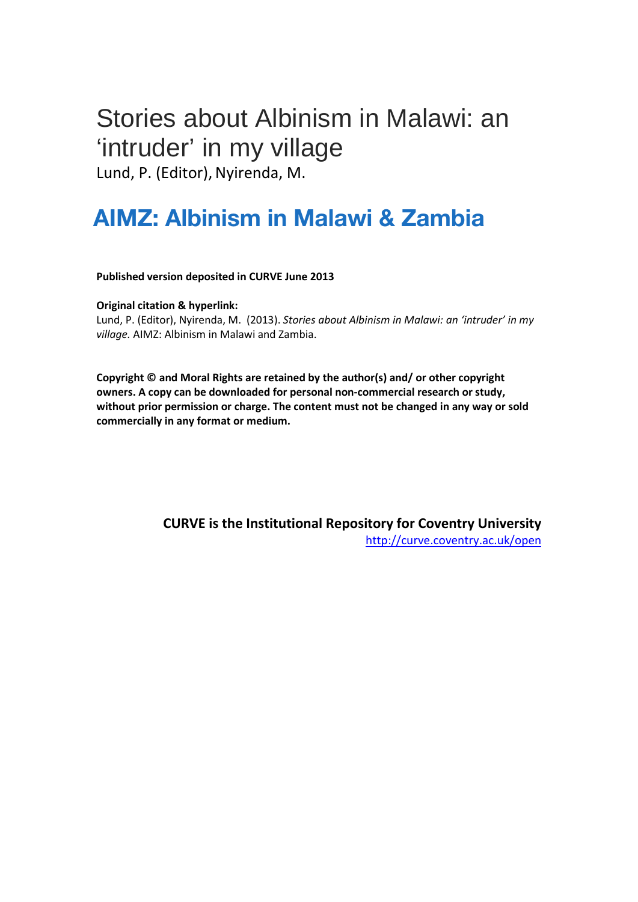# Stories about Albinism in Malawi: an 'intruder' in my village

Lund, P. (Editor), Nyirenda, M.

## AIMZ: Albinism in Malawi & Zambia

**Published version deposited in CURVE June 2013**

**Original citation & hyperlink:**

Lund, P. (Editor), Nyirenda, M. (2013). *Stories about Albinism in Malawi: an 'intruder' in my village.* AIMZ: Albinism in Malawi and Zambia.

**Copyright © and Moral Rights are retained by the author(s) and/ or other copyright owners. A copy can be downloaded for personal non-commercial research or study, without prior permission or charge. The content must not be changed in any way or sold commercially in any format or medium.**

**CURVE is the Institutional Repository for Coventry University**

http://curve.coventry.ac.uk/open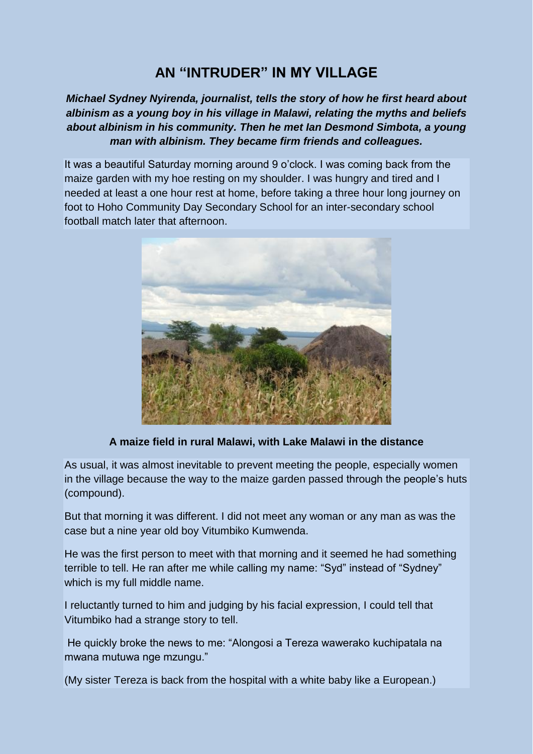# AN "INTRUDER" IN MY VILLAGE

***Michael Sydney Nyirenda, journalist, tells the story of how he first heard about albinism as a young boy in his village in Malawi, relating the myths and beliefs about albinism in his community. Then he met Ian Desmond Simbota, a young man with albinism. They became firm friends and colleagues.***

It was a beautiful Saturday morning around 9 o'clock. I was coming back from the maize garden with my hoe resting on my shoulder. I was hungry and tired and I needed at least a one hour rest at home, before taking a three hour long journey on foot to Hoho Community Day Secondary School for an inter-secondary school football match later that afternoon.

**A maize field in rural Malawi, with Lake Malawi in the distance**

As usual, it was almost inevitable to prevent meeting the people, especially women in the village because the way to the maize garden passed through the people's huts (compound).

But that morning it was different. I did not meet any woman or any man as was the case but a nine year old boy Vitumbiko Kumwenda.

He was the first person to meet with that morning and it seemed he had something terrible to tell. He ran after me while calling my name: "Syd" instead of "Sydney" which is my full middle name.

I reluctantly turned to him and judging by his facial expression, I could tell that Vitumbiko had a strange story to tell.

He quickly broke the news to me: "Alongosi a Tereza wawerako kuchipatala na mwana mutuwa nge mzungu."

(My sister Tereza is back from the hospital with a white baby like a European.)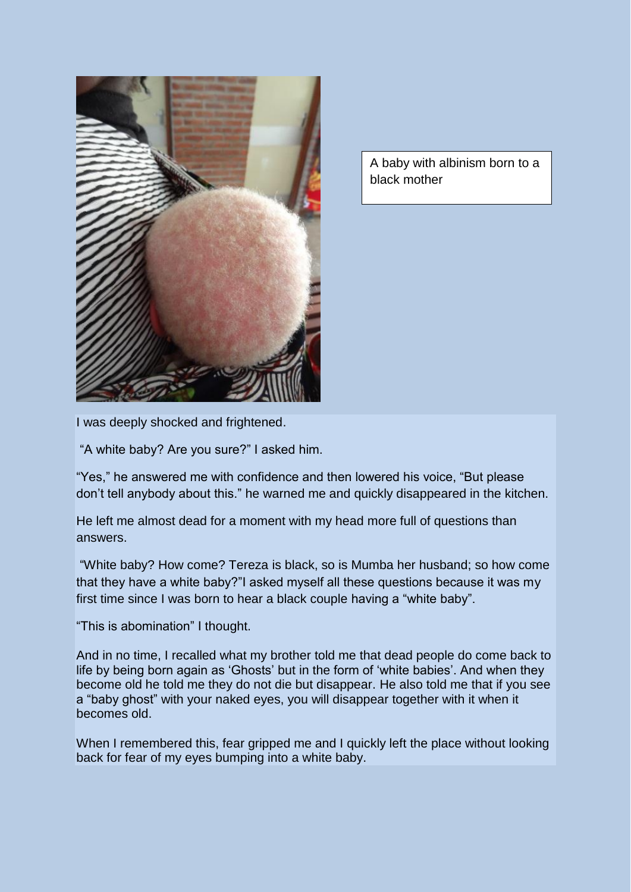A baby with albinism born to a black mother

I was deeply shocked and frightened.

"A white baby? Are you sure?" I asked him.

"Yes," he answered me with confidence and then lowered his voice, "But please don't tell anybody about this." he warned me and quickly disappeared in the kitchen.

He left me almost dead for a moment with my head more full of questions than answers.

"White baby? How come? Tereza is black, so is Mumba her husband; so how come that they have a white baby?"I asked myself all these questions because it was my first time since I was born to hear a black couple having a "white baby".

"This is abomination" I thought.

And in no time, I recalled what my brother told me that dead people do come back to life by being born again as 'Ghosts' but in the form of 'white babies'. And when they become old he told me they do not die but disappear. He also told me that if you see a "baby ghost" with your naked eyes, you will disappear together with it when it becomes old.

When I remembered this, fear gripped me and I quickly left the place without looking back for fear of my eyes bumping into a white baby.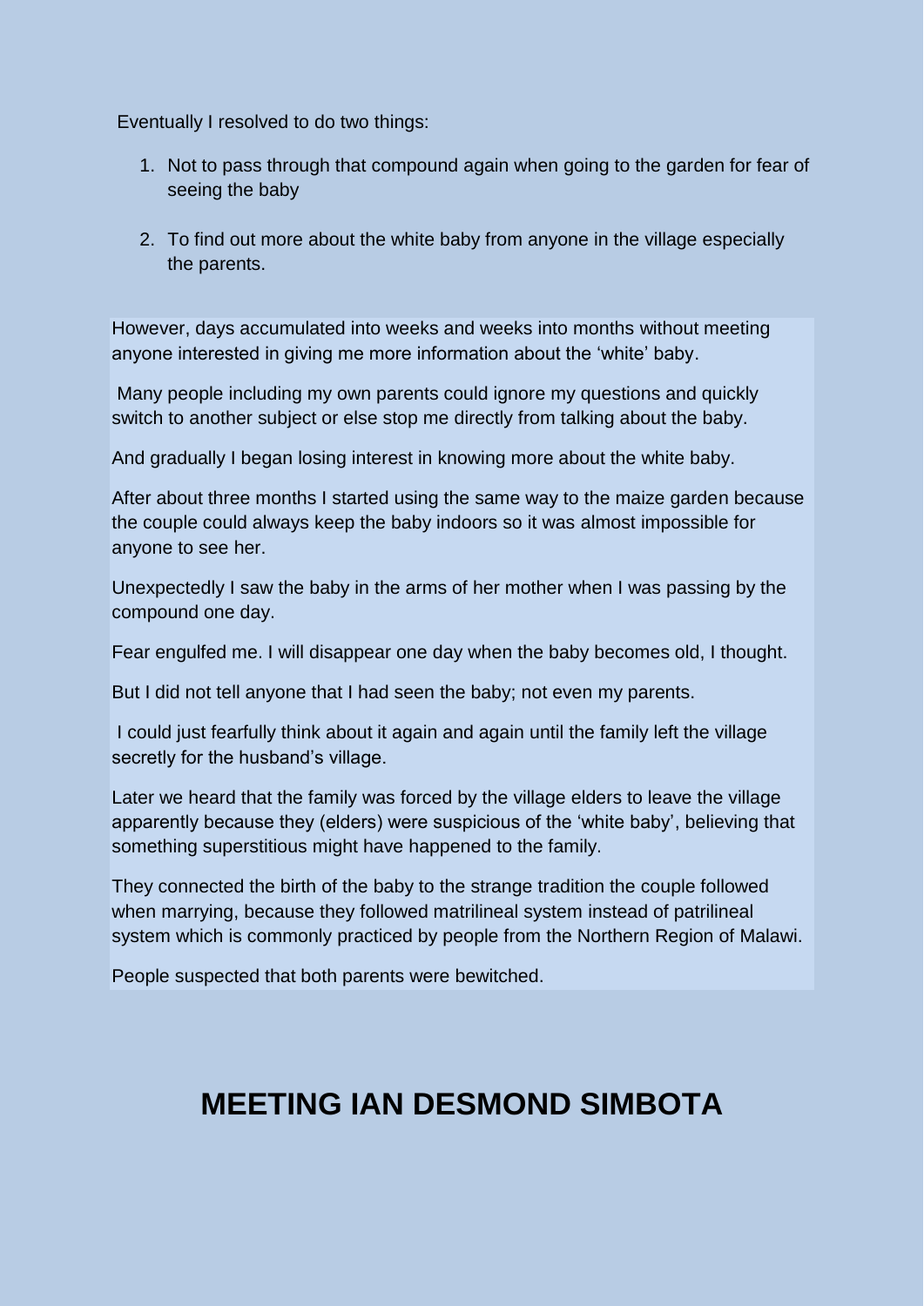Eventually I resolved to do two things:

1. Not to pass through that compound again when going to the garden for fear of seeing the baby

2. To find out more about the white baby from anyone in the village especially the parents.

However, days accumulated into weeks and weeks into months without meeting anyone interested in giving me more information about the 'white' baby.

Many people including my own parents could ignore my questions and quickly switch to another subject or else stop me directly from talking about the baby.

And gradually I began losing interest in knowing more about the white baby.

After about three months I started using the same way to the maize garden because the couple could always keep the baby indoors so it was almost impossible for anyone to see her.

Unexpectedly I saw the baby in the arms of her mother when I was passing by the compound one day.

Fear engulfed me. I will disappear one day when the baby becomes old, I thought.

But I did not tell anyone that I had seen the baby; not even my parents.

I could just fearfully think about it again and again until the family left the village secretly for the husband's village.

Later we heard that the family was forced by the village elders to leave the village apparently because they (elders) were suspicious of the 'white baby', believing that something superstitious might have happened to the family.

They connected the birth of the baby to the strange tradition the couple followed when marrying, because they followed matrilineal system instead of patrilineal system which is commonly practiced by people from the Northern Region of Malawi.

People suspected that both parents were bewitched.

## MEETING IAN DESMOND SIMBOTA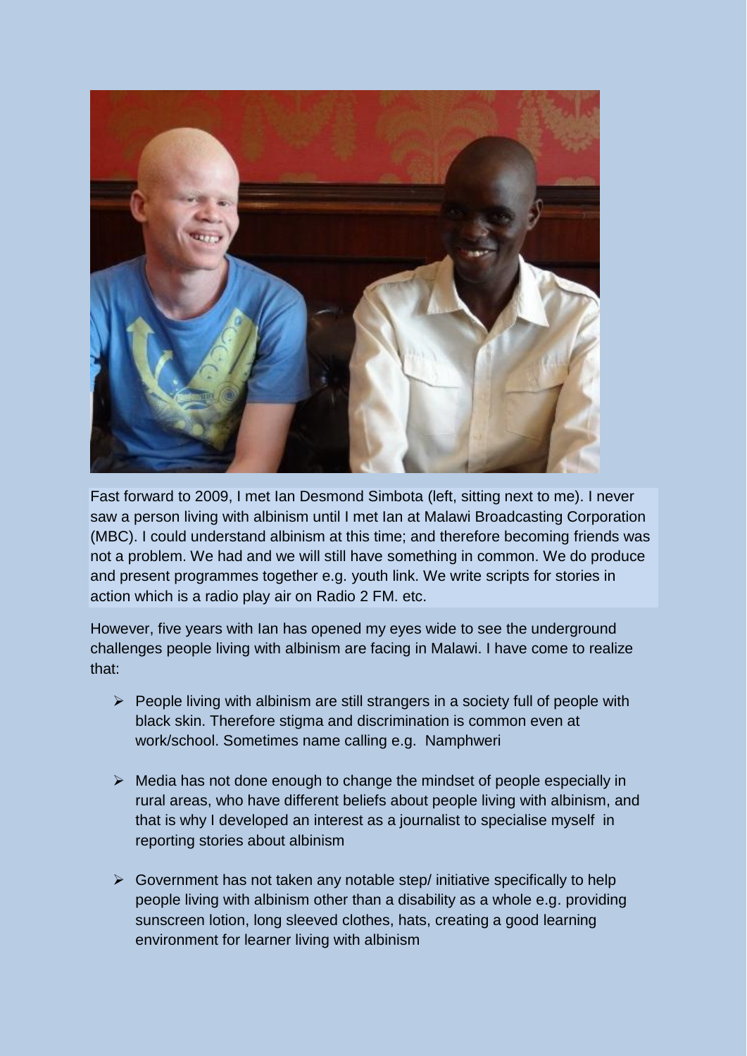Fast forward to 2009, I met Ian Desmond Simbota (left, sitting next to me). I never saw a person living with albinism until I met Ian at Malawi Broadcasting Corporation (MBC). I could understand albinism at this time; and therefore becoming friends was not a problem. We had and we will still have something in common. We do produce and present programmes together e.g. youth link. We write scripts for stories in action which is a radio play air on Radio 2 FM. etc.

However, five years with Ian has opened my eyes wide to see the underground challenges people living with albinism are facing in Malawi. I have come to realize that:

- People living with albinism are still strangers in a society full of people with black skin. Therefore stigma and discrimination is common even at work/school. Sometimes name calling e.g. Namphweri

- Media has not done enough to change the mindset of people especially in rural areas, who have different beliefs about people living with albinism, and that is why I developed an interest as a journalist to specialise myself in reporting stories about albinism

- Government has not taken any notable step/ initiative specifically to help people living with albinism other than a disability as a whole e.g. providing sunscreen lotion, long sleeved clothes, hats, creating a good learning environment for learner living with albinism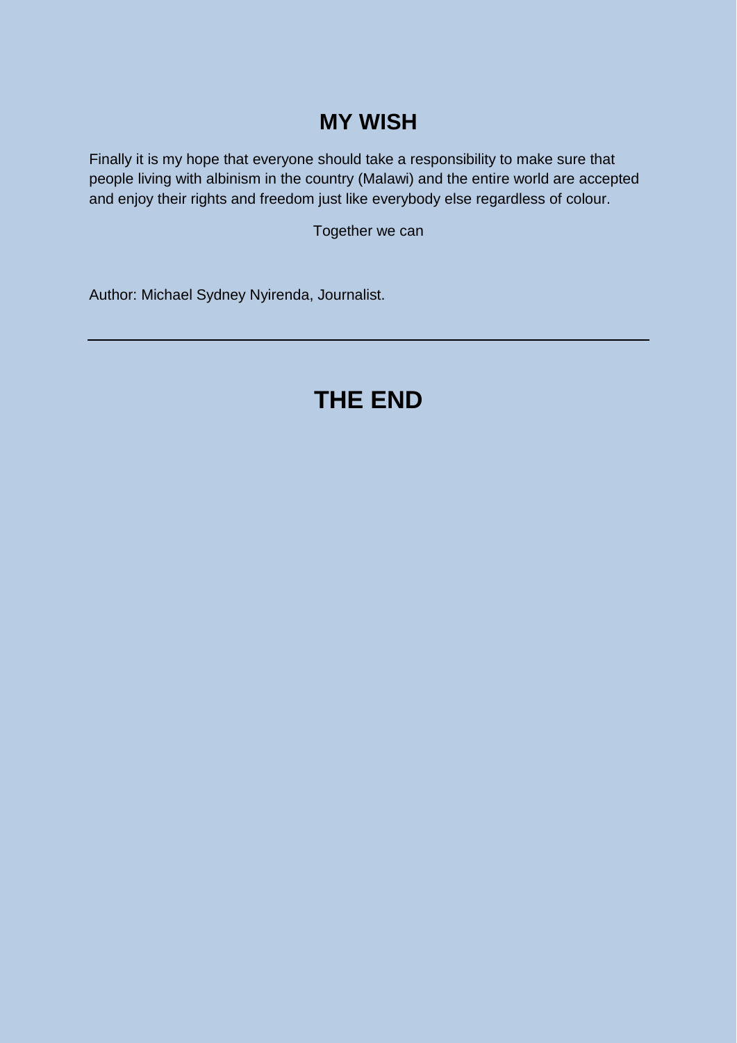## MY WISH

Finally it is my hope that everyone should take a responsibility to make sure that people living with albinism in the country (Malawi) and the entire world are accepted and enjoy their rights and freedom just like everybody else regardless of colour.

Together we can

Author: Michael Sydney Nyirenda, Journalist.

---

# THE END